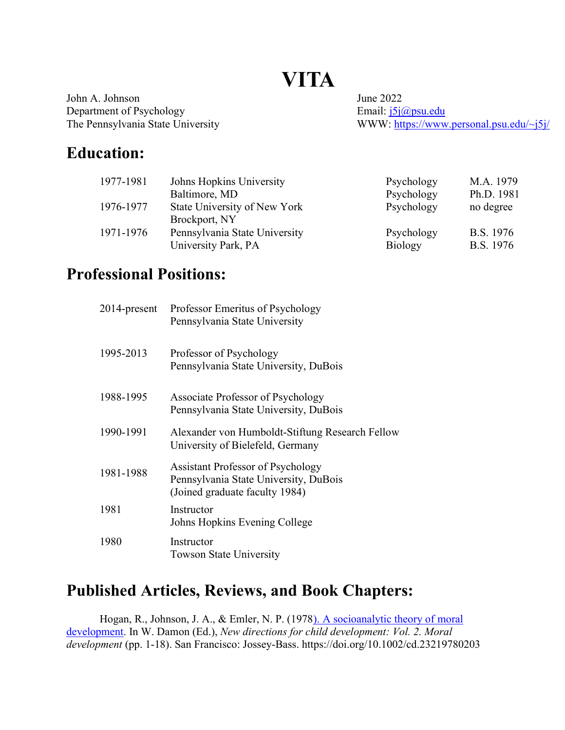# VITA

John A. Johnson
Department of Psychology
The Pennsylvania State University

June 2022
Email: j5j@psu.edu
WWW: https://www.personal.psu.edu/~j5j/

## Education:

| | | | |
|---|---|---|---|
| 1977-1981 | Johns Hopkins University | Psychology | M.A. 1979 |
| | Baltimore, MD | Psychology | Ph.D. 1981 |
| 1976-1977 | State University of New York | Psychology | no degree |
| | Brockport, NY | | |
| 1971-1976 | Pennsylvania State University | Psychology | B.S. 1976 |
| | University Park, PA | Biology | B.S. 1976 |

## Professional Positions:

| | |
|---|---|
| 2014-present | Professor Emeritus of Psychology<br>Pennsylvania State University |
| 1995-2013 | Professor of Psychology<br>Pennsylvania State University, DuBois |
| 1988-1995 | Associate Professor of Psychology<br>Pennsylvania State University, DuBois |
| 1990-1991 | Alexander von Humboldt-Stiftung Research Fellow<br>University of Bielefeld, Germany |
| 1981-1988 | Assistant Professor of Psychology<br>Pennsylvania State University, DuBois<br>(Joined graduate faculty 1984) |
| 1981 | Instructor<br>Johns Hopkins Evening College |
| 1980 | Instructor<br>Towson State University |

## Published Articles, Reviews, and Book Chapters:

Hogan, R., Johnson, J. A., & Emler, N. P. (1978). A socioanalytic theory of moral development. In W. Damon (Ed.), *New directions for child development: Vol. 2. Moral development* (pp. 1-18). San Francisco: Jossey-Bass. https://doi.org/10.1002/cd.23219780203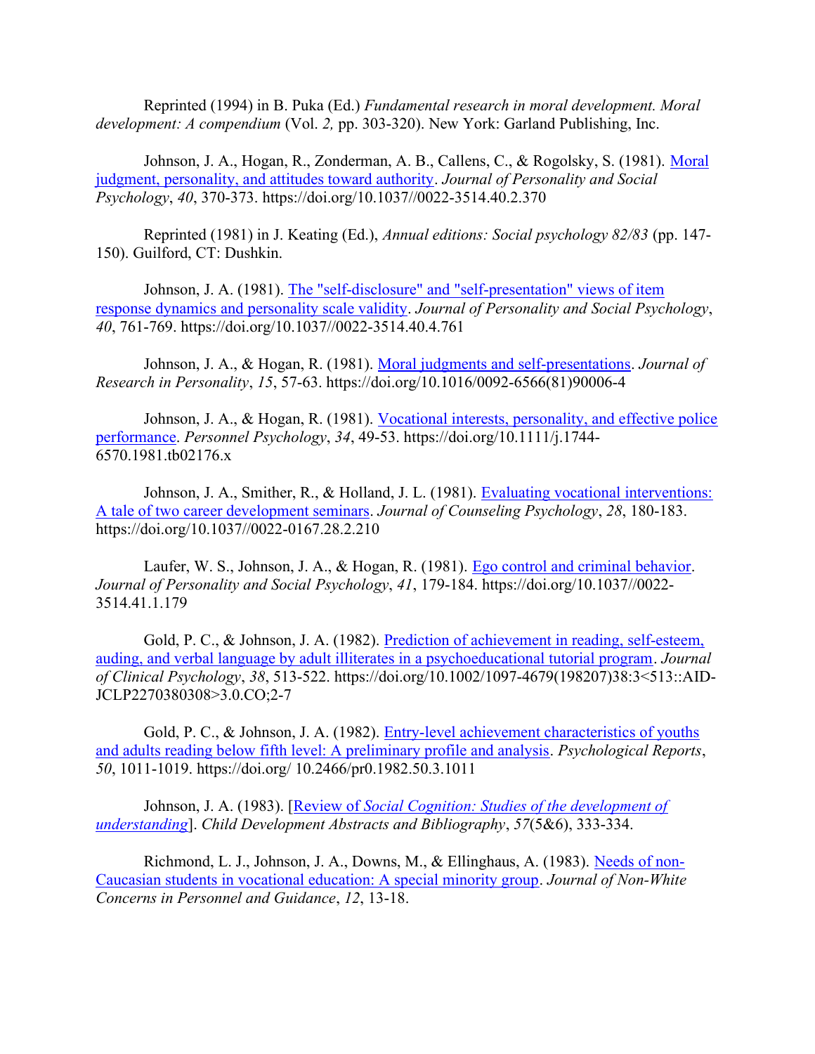Reprinted (1994) in B. Puka (Ed.) *Fundamental research in moral development. Moral development: A compendium* (Vol. *2,* pp. 303-320). New York: Garland Publishing, Inc.

Johnson, J. A., Hogan, R., Zonderman, A. B., Callens, C., & Rogolsky, S. (1981). Moral judgment, personality, and attitudes toward authority. *Journal of Personality and Social Psychology*, *40*, 370-373. https://doi.org/10.1037//0022-3514.40.2.370

Reprinted (1981) in J. Keating (Ed.), *Annual editions: Social psychology 82/83* (pp. 147-150). Guilford, CT: Dushkin.

Johnson, J. A. (1981). The "self-disclosure" and "self-presentation" views of item response dynamics and personality scale validity. *Journal of Personality and Social Psychology*, *40*, 761-769. https://doi.org/10.1037//0022-3514.40.4.761

Johnson, J. A., & Hogan, R. (1981). Moral judgments and self-presentations. *Journal of Research in Personality*, *15*, 57-63. https://doi.org/10.1016/0092-6566(81)90006-4

Johnson, J. A., & Hogan, R. (1981). Vocational interests, personality, and effective police performance. *Personnel Psychology*, *34*, 49-53. https://doi.org/10.1111/j.1744-6570.1981.tb02176.x

Johnson, J. A., Smither, R., & Holland, J. L. (1981). Evaluating vocational interventions: A tale of two career development seminars. *Journal of Counseling Psychology*, *28*, 180-183. https://doi.org/10.1037//0022-0167.28.2.210

Laufer, W. S., Johnson, J. A., & Hogan, R. (1981). Ego control and criminal behavior. *Journal of Personality and Social Psychology*, *41*, 179-184. https://doi.org/10.1037//0022-3514.41.1.179

Gold, P. C., & Johnson, J. A. (1982). Prediction of achievement in reading, self-esteem, auding, and verbal language by adult illiterates in a psychoeducational tutorial program. *Journal of Clinical Psychology*, *38*, 513-522. https://doi.org/10.1002/1097-4679(198207)38:3<513::AID-JCLP2270380308>3.0.CO;2-7

Gold, P. C., & Johnson, J. A. (1982). Entry-level achievement characteristics of youths and adults reading below fifth level: A preliminary profile and analysis. *Psychological Reports*, *50*, 1011-1019. https://doi.org/ 10.2466/pr0.1982.50.3.1011

Johnson, J. A. (1983). [Review of *Social Cognition: Studies of the development of understanding*]. *Child Development Abstracts and Bibliography*, *57*(5&6), 333-334.

Richmond, L. J., Johnson, J. A., Downs, M., & Ellinghaus, A. (1983). Needs of non-Caucasian students in vocational education: A special minority group. *Journal of Non-White Concerns in Personnel and Guidance*, *12*, 13-18.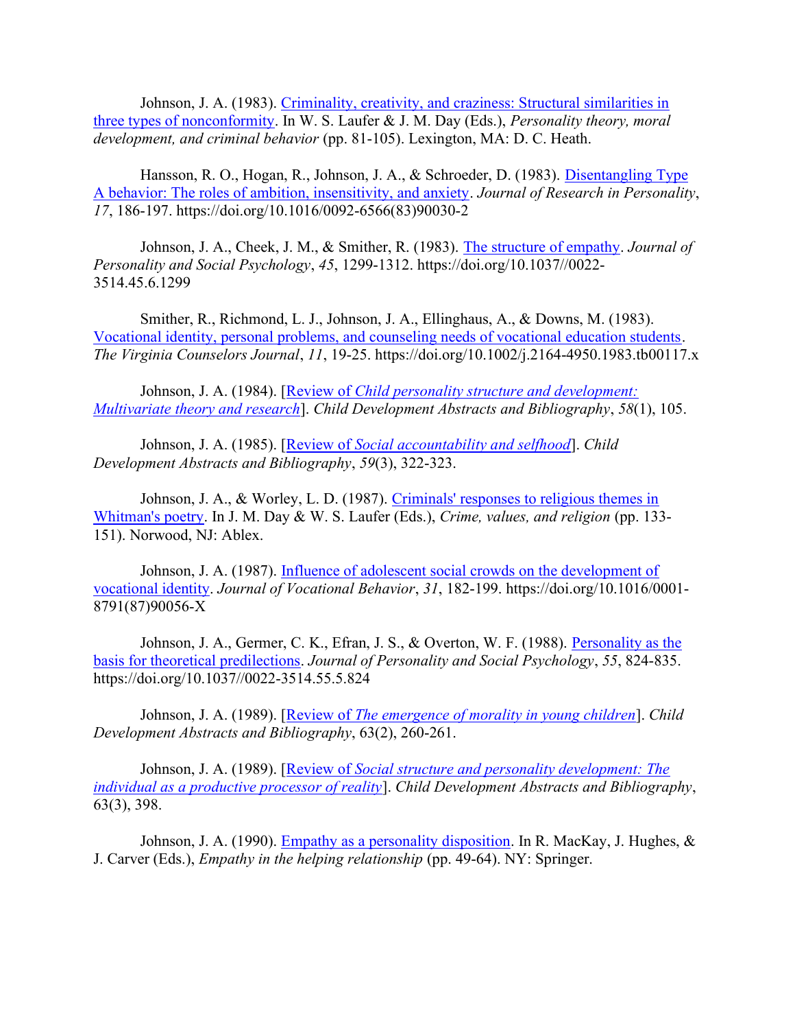Johnson, J. A. (1983). Criminality, creativity, and craziness: Structural similarities in three types of nonconformity. In W. S. Laufer & J. M. Day (Eds.), *Personality theory, moral development, and criminal behavior* (pp. 81-105). Lexington, MA: D. C. Heath.

Hansson, R. O., Hogan, R., Johnson, J. A., & Schroeder, D. (1983). Disentangling Type A behavior: The roles of ambition, insensitivity, and anxiety. *Journal of Research in Personality*, *17*, 186-197. https://doi.org/10.1016/0092-6566(83)90030-2

Johnson, J. A., Cheek, J. M., & Smither, R. (1983). The structure of empathy. *Journal of Personality and Social Psychology*, *45*, 1299-1312. https://doi.org/10.1037//0022-3514.45.6.1299

Smither, R., Richmond, L. J., Johnson, J. A., Ellinghaus, A., & Downs, M. (1983). Vocational identity, personal problems, and counseling needs of vocational education students. *The Virginia Counselors Journal*, *11*, 19-25. https://doi.org/10.1002/j.2164-4950.1983.tb00117.x

Johnson, J. A. (1984). [Review of *Child personality structure and development: Multivariate theory and research*]. *Child Development Abstracts and Bibliography*, *58*(1), 105.

Johnson, J. A. (1985). [Review of *Social accountability and selfhood*]. *Child Development Abstracts and Bibliography*, *59*(3), 322-323.

Johnson, J. A., & Worley, L. D. (1987). Criminals' responses to religious themes in Whitman's poetry. In J. M. Day & W. S. Laufer (Eds.), *Crime, values, and religion* (pp. 133-151). Norwood, NJ: Ablex.

Johnson, J. A. (1987). Influence of adolescent social crowds on the development of vocational identity. *Journal of Vocational Behavior*, *31*, 182-199. https://doi.org/10.1016/0001-8791(87)90056-X

Johnson, J. A., Germer, C. K., Efran, J. S., & Overton, W. F. (1988). Personality as the basis for theoretical predilections. *Journal of Personality and Social Psychology*, *55*, 824-835. https://doi.org/10.1037//0022-3514.55.5.824

Johnson, J. A. (1989). [Review of *The emergence of morality in young children*]. *Child Development Abstracts and Bibliography*, 63(2), 260-261.

Johnson, J. A. (1989). [Review of *Social structure and personality development: The individual as a productive processor of reality*]. *Child Development Abstracts and Bibliography*, 63(3), 398.

Johnson, J. A. (1990). Empathy as a personality disposition. In R. MacKay, J. Hughes, & J. Carver (Eds.), *Empathy in the helping relationship* (pp. 49-64). NY: Springer.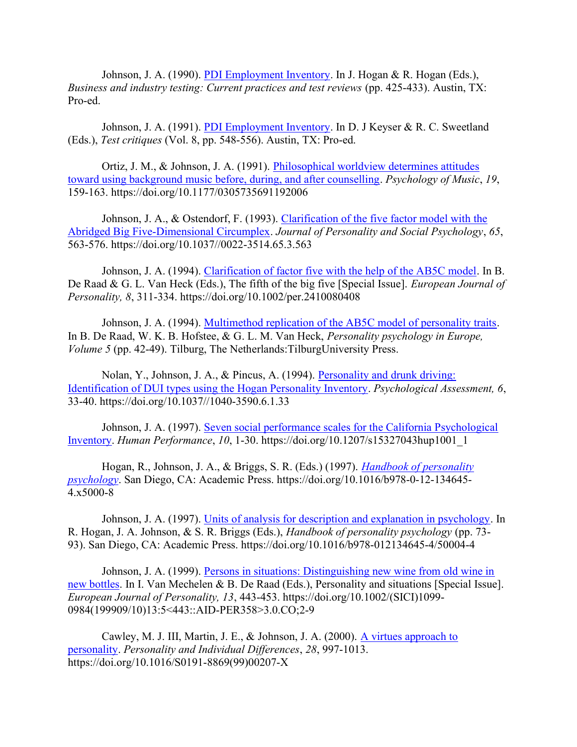Johnson, J. A. (1990). PDI Employment Inventory. In J. Hogan & R. Hogan (Eds.), *Business and industry testing: Current practices and test reviews* (pp. 425-433). Austin, TX: Pro-ed.

Johnson, J. A. (1991). PDI Employment Inventory. In D. J Keyser & R. C. Sweetland (Eds.), *Test critiques* (Vol. 8, pp. 548-556). Austin, TX: Pro-ed.

Ortiz, J. M., & Johnson, J. A. (1991). Philosophical worldview determines attitudes toward using background music before, during, and after counselling. *Psychology of Music*, *19*, 159-163. https://doi.org/10.1177/0305735691192006

Johnson, J. A., & Ostendorf, F. (1993). Clarification of the five factor model with the Abridged Big Five-Dimensional Circumplex. *Journal of Personality and Social Psychology*, *65*, 563-576. https://doi.org/10.1037//0022-3514.65.3.563

Johnson, J. A. (1994). Clarification of factor five with the help of the AB5C model. In B. De Raad & G. L. Van Heck (Eds.), The fifth of the big five [Special Issue]. *European Journal of Personality, 8*, 311-334. https://doi.org/10.1002/per.2410080408

Johnson, J. A. (1994). Multimethod replication of the AB5C model of personality traits. In B. De Raad, W. K. B. Hofstee, & G. L. M. Van Heck, *Personality psychology in Europe, Volume 5* (pp. 42-49). Tilburg, The Netherlands:TilburgUniversity Press.

Nolan, Y., Johnson, J. A., & Pincus, A. (1994). Personality and drunk driving: Identification of DUI types using the Hogan Personality Inventory. *Psychological Assessment, 6*, 33-40. https://doi.org/10.1037//1040-3590.6.1.33

Johnson, J. A. (1997). Seven social performance scales for the California Psychological Inventory. *Human Performance*, *10*, 1-30. https://doi.org/10.1207/s15327043hup1001_1

Hogan, R., Johnson, J. A., & Briggs, S. R. (Eds.) (1997). *Handbook of personality psychology*. San Diego, CA: Academic Press. https://doi.org/10.1016/b978-0-12-134645-4.x5000-8

Johnson, J. A. (1997). Units of analysis for description and explanation in psychology. In R. Hogan, J. A. Johnson, & S. R. Briggs (Eds.), *Handbook of personality psychology* (pp. 73-93). San Diego, CA: Academic Press. https://doi.org/10.1016/b978-012134645-4/50004-4

Johnson, J. A. (1999). Persons in situations: Distinguishing new wine from old wine in new bottles. In I. Van Mechelen & B. De Raad (Eds.), Personality and situations [Special Issue]. *European Journal of Personality, 13*, 443-453. https://doi.org/10.1002/(SICI)1099-0984(199909/10)13:5<443::AID-PER358>3.0.CO;2-9

Cawley, M. J. III, Martin, J. E., & Johnson, J. A. (2000). A virtues approach to personality. *Personality and Individual Differences*, *28*, 997-1013. https://doi.org/10.1016/S0191-8869(99)00207-X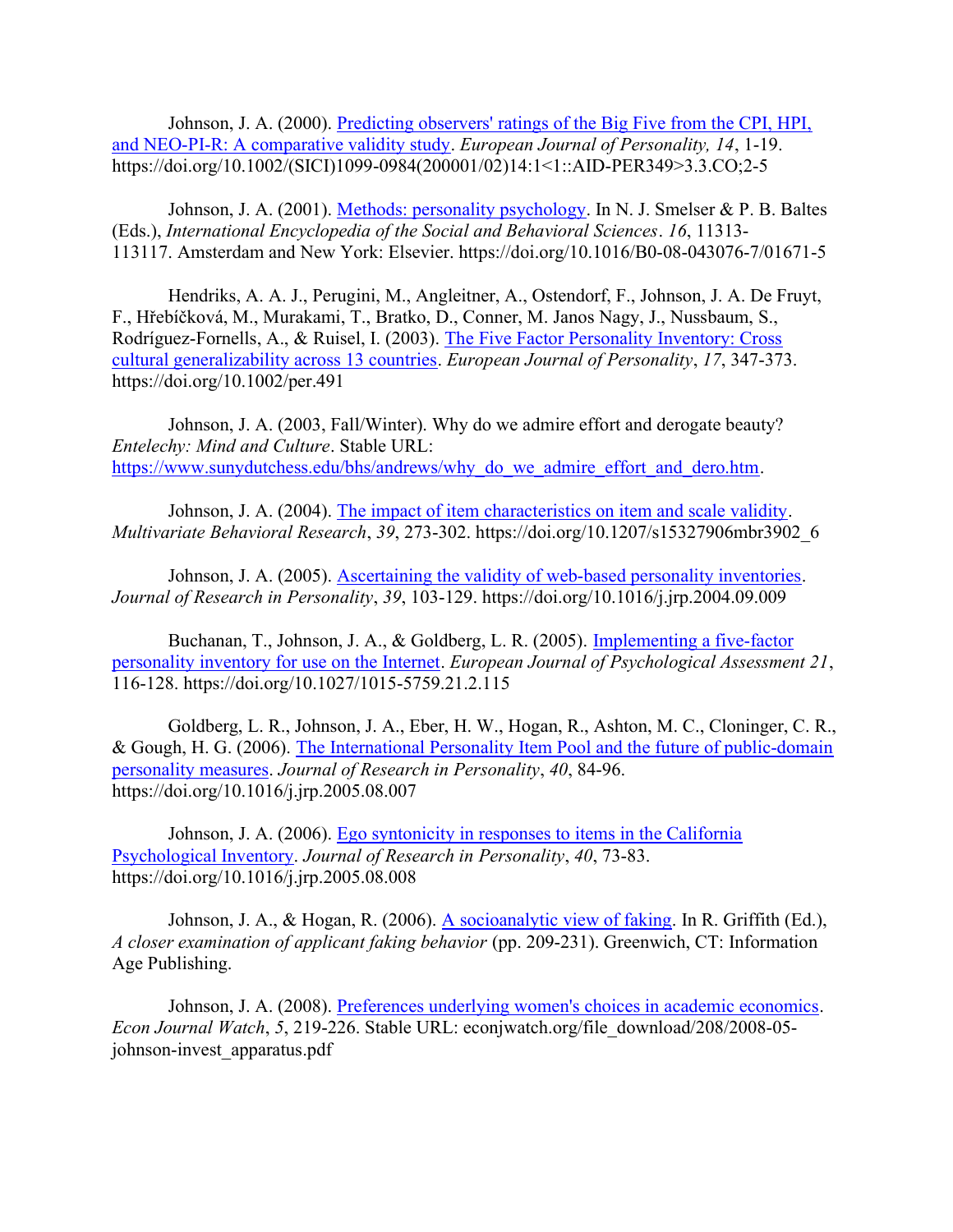Johnson, J. A. (2000). [Predicting observers' ratings of the Big Five from the CPI, HPI, and NEO-PI-R: A comparative validity study](). *European Journal of Personality, 14*, 1-19. https://doi.org/10.1002/(SICI)1099-0984(200001/02)14:1<1::AID-PER349>3.3.CO;2-5

Johnson, J. A. (2001). [Methods: personality psychology](). In N. J. Smelser & P. B. Baltes (Eds.), *International Encyclopedia of the Social and Behavioral Sciences*. *16*, 11313-113117. Amsterdam and New York: Elsevier. https://doi.org/10.1016/B0-08-043076-7/01671-5

Hendriks, A. A. J., Perugini, M., Angleitner, A., Ostendorf, F., Johnson, J. A. De Fruyt, F., Hřebíčková, M., Murakami, T., Bratko, D., Conner, M. Janos Nagy, J., Nussbaum, S., Rodríguez-Fornells, A., & Ruisel, I. (2003). [The Five Factor Personality Inventory: Cross cultural generalizability across 13 countries](). *European Journal of Personality*, *17*, 347-373. https://doi.org/10.1002/per.491

Johnson, J. A. (2003, Fall/Winter). Why do we admire effort and derogate beauty? *Entelechy: Mind and Culture*. Stable URL: [https://www.sunydutchess.edu/bhs/andrews/why_do_we_admire_effort_and_dero.htm](https://www.sunydutchess.edu/bhs/andrews/why_do_we_admire_effort_and_dero.htm).

Johnson, J. A. (2004). [The impact of item characteristics on item and scale validity](). *Multivariate Behavioral Research*, *39*, 273-302. https://doi.org/10.1207/s15327906mbr3902_6

Johnson, J. A. (2005). [Ascertaining the validity of web-based personality inventories](). *Journal of Research in Personality*, *39*, 103-129. https://doi.org/10.1016/j.jrp.2004.09.009

Buchanan, T., Johnson, J. A., & Goldberg, L. R. (2005). [Implementing a five-factor personality inventory for use on the Internet](). *European Journal of Psychological Assessment 21*, 116-128. https://doi.org/10.1027/1015-5759.21.2.115

Goldberg, L. R., Johnson, J. A., Eber, H. W., Hogan, R., Ashton, M. C., Cloninger, C. R., & Gough, H. G. (2006). [The International Personality Item Pool and the future of public-domain personality measures](). *Journal of Research in Personality*, *40*, 84-96. https://doi.org/10.1016/j.jrp.2005.08.007

Johnson, J. A. (2006). [Ego syntonicity in responses to items in the California Psychological Inventory](). *Journal of Research in Personality*, *40*, 73-83. https://doi.org/10.1016/j.jrp.2005.08.008

Johnson, J. A., & Hogan, R. (2006). [A socioanalytic view of faking](). In R. Griffith (Ed.), *A closer examination of applicant faking behavior* (pp. 209-231). Greenwich, CT: Information Age Publishing.

Johnson, J. A. (2008). [Preferences underlying women's choices in academic economics](). *Econ Journal Watch*, *5*, 219-226. Stable URL: econjwatch.org/file_download/208/2008-05-johnson-invest_apparatus.pdf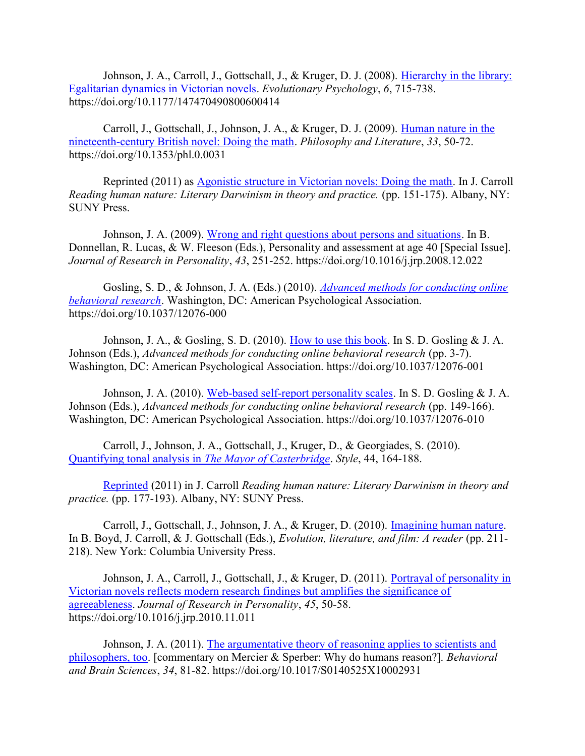Johnson, J. A., Carroll, J., Gottschall, J., & Kruger, D. J. (2008). Hierarchy in the library: Egalitarian dynamics in Victorian novels. *Evolutionary Psychology*, *6*, 715-738. https://doi.org/10.1177/147470490800600414

Carroll, J., Gottschall, J., Johnson, J. A., & Kruger, D. J. (2009). Human nature in the nineteenth-century British novel: Doing the math. *Philosophy and Literature*, *33*, 50-72. https://doi.org/10.1353/phl.0.0031

Reprinted (2011) as Agonistic structure in Victorian novels: Doing the math. In J. Carroll *Reading human nature: Literary Darwinism in theory and practice.* (pp. 151-175). Albany, NY: SUNY Press.

Johnson, J. A. (2009). Wrong and right questions about persons and situations. In B. Donnellan, R. Lucas, & W. Fleeson (Eds.), Personality and assessment at age 40 [Special Issue]. *Journal of Research in Personality*, *43*, 251-252. https://doi.org/10.1016/j.jrp.2008.12.022

Gosling, S. D., & Johnson, J. A. (Eds.) (2010). *Advanced methods for conducting online behavioral research*. Washington, DC: American Psychological Association. https://doi.org/10.1037/12076-000

Johnson, J. A., & Gosling, S. D. (2010). How to use this book. In S. D. Gosling & J. A. Johnson (Eds.), *Advanced methods for conducting online behavioral research* (pp. 3-7). Washington, DC: American Psychological Association. https://doi.org/10.1037/12076-001

Johnson, J. A. (2010). Web-based self-report personality scales. In S. D. Gosling & J. A. Johnson (Eds.), *Advanced methods for conducting online behavioral research* (pp. 149-166). Washington, DC: American Psychological Association. https://doi.org/10.1037/12076-010

Carroll, J., Johnson, J. A., Gottschall, J., Kruger, D., & Georgiades, S. (2010). Quantifying tonal analysis in *The Mayor of Casterbridge*. *Style*, 44, 164-188.

Reprinted (2011) in J. Carroll *Reading human nature: Literary Darwinism in theory and practice.* (pp. 177-193). Albany, NY: SUNY Press.

Carroll, J., Gottschall, J., Johnson, J. A., & Kruger, D. (2010). Imagining human nature. In B. Boyd, J. Carroll, & J. Gottschall (Eds.), *Evolution, literature, and film: A reader* (pp. 211-218). New York: Columbia University Press.

Johnson, J. A., Carroll, J., Gottschall, J., & Kruger, D. (2011). Portrayal of personality in Victorian novels reflects modern research findings but amplifies the significance of agreeableness. *Journal of Research in Personality*, *45*, 50-58. https://doi.org/10.1016/j.jrp.2010.11.011

Johnson, J. A. (2011). The argumentative theory of reasoning applies to scientists and philosophers, too. [commentary on Mercier & Sperber: Why do humans reason?]. *Behavioral and Brain Sciences*, *34*, 81-82. https://doi.org/10.1017/S0140525X10002931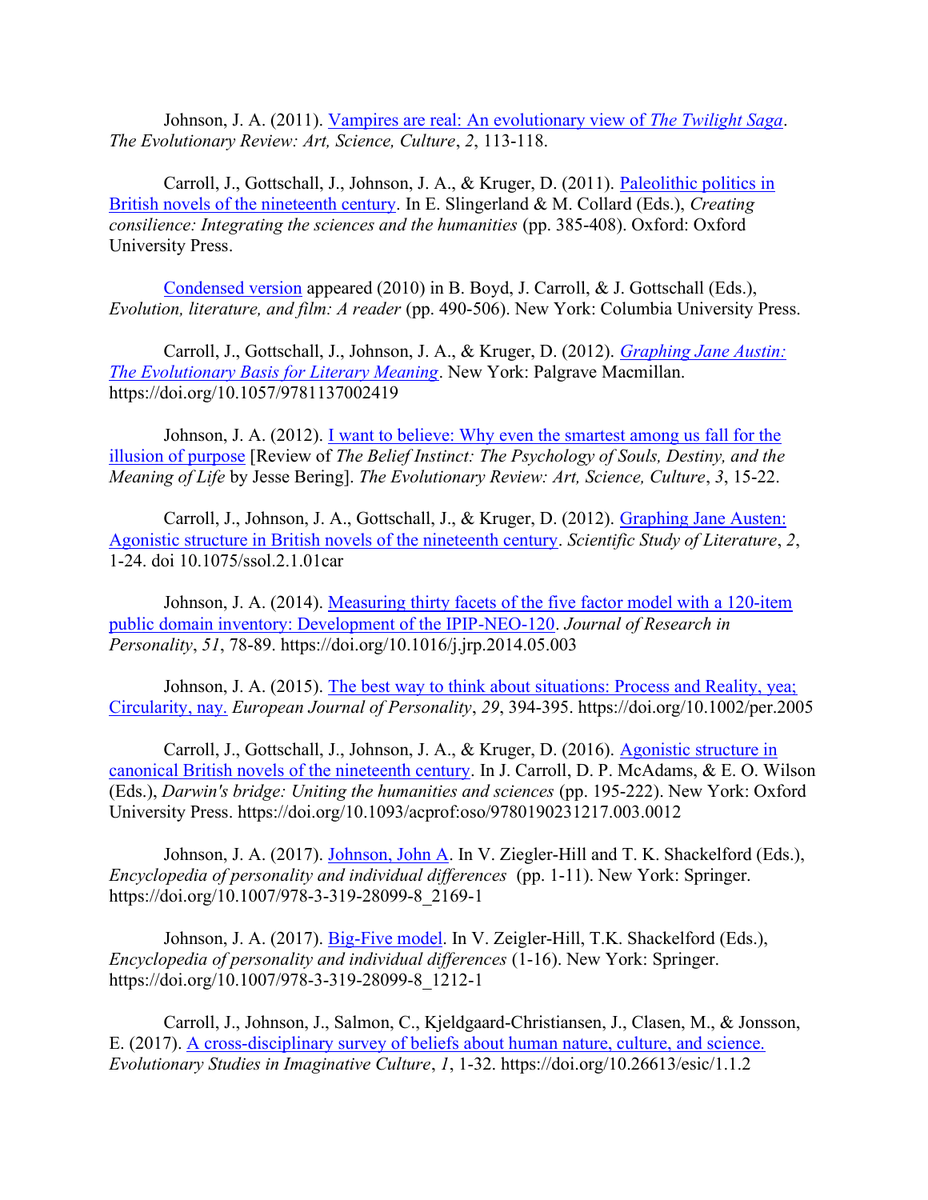Johnson, J. A. (2011). Vampires are real: An evolutionary view of *The Twilight Saga*. *The Evolutionary Review: Art, Science, Culture*, *2*, 113-118.

Carroll, J., Gottschall, J., Johnson, J. A., & Kruger, D. (2011). Paleolithic politics in British novels of the nineteenth century. In E. Slingerland & M. Collard (Eds.), *Creating consilience: Integrating the sciences and the humanities* (pp. 385-408). Oxford: Oxford University Press.

Condensed version appeared (2010) in B. Boyd, J. Carroll, & J. Gottschall (Eds.), *Evolution, literature, and film: A reader* (pp. 490-506). New York: Columbia University Press.

Carroll, J., Gottschall, J., Johnson, J. A., & Kruger, D. (2012). *Graphing Jane Austin: The Evolutionary Basis for Literary Meaning*. New York: Palgrave Macmillan. https://doi.org/10.1057/9781137002419

Johnson, J. A. (2012). I want to believe: Why even the smartest among us fall for the illusion of purpose [Review of *The Belief Instinct: The Psychology of Souls, Destiny, and the Meaning of Life* by Jesse Bering]. *The Evolutionary Review: Art, Science, Culture*, *3*, 15-22.

Carroll, J., Johnson, J. A., Gottschall, J., & Kruger, D. (2012). Graphing Jane Austen: Agonistic structure in British novels of the nineteenth century. *Scientific Study of Literature*, *2*, 1-24. doi 10.1075/ssol.2.1.01car

Johnson, J. A. (2014). Measuring thirty facets of the five factor model with a 120-item public domain inventory: Development of the IPIP-NEO-120. *Journal of Research in Personality*, *51*, 78-89. https://doi.org/10.1016/j.jrp.2014.05.003

Johnson, J. A. (2015). The best way to think about situations: Process and Reality, yea; Circularity, nay. *European Journal of Personality*, *29*, 394-395. https://doi.org/10.1002/per.2005

Carroll, J., Gottschall, J., Johnson, J. A., & Kruger, D. (2016). Agonistic structure in canonical British novels of the nineteenth century. In J. Carroll, D. P. McAdams, & E. O. Wilson (Eds.), *Darwin's bridge: Uniting the humanities and sciences* (pp. 195-222). New York: Oxford University Press. https://doi.org/10.1093/acprof:oso/9780190231217.003.0012

Johnson, J. A. (2017). Johnson, John A. In V. Ziegler-Hill and T. K. Shackelford (Eds.), *Encyclopedia of personality and individual differences* (pp. 1-11). New York: Springer. https://doi.org/10.1007/978-3-319-28099-8_2169-1

Johnson, J. A. (2017). Big-Five model. In V. Zeigler-Hill, T.K. Shackelford (Eds.), *Encyclopedia of personality and individual differences* (1-16). New York: Springer. https://doi.org/10.1007/978-3-319-28099-8_1212-1

Carroll, J., Johnson, J., Salmon, C., Kjeldgaard-Christiansen, J., Clasen, M., & Jonsson, E. (2017). A cross-disciplinary survey of beliefs about human nature, culture, and science. *Evolutionary Studies in Imaginative Culture*, *1*, 1-32. https://doi.org/10.26613/esic/1.1.2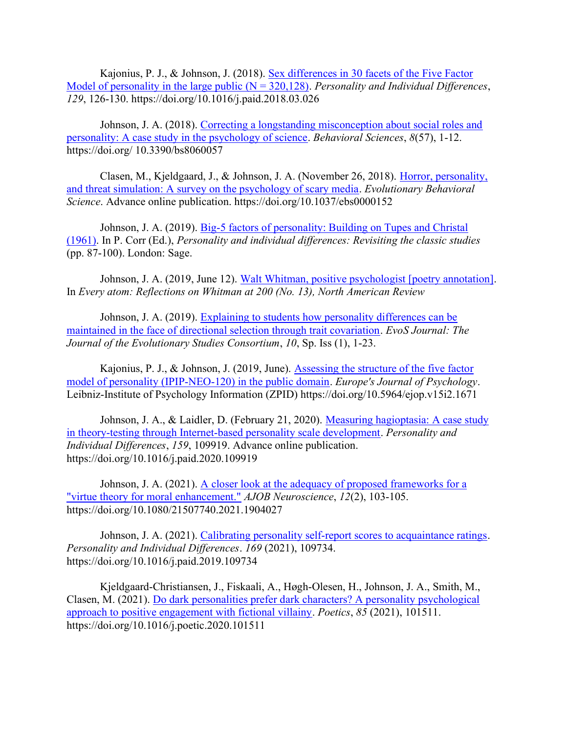Kajonius, P. J., & Johnson, J. (2018). Sex differences in 30 facets of the Five Factor Model of personality in the large public (N = 320,128). *Personality and Individual Differences*, *129*, 126-130. https://doi.org/10.1016/j.paid.2018.03.026

Johnson, J. A. (2018). Correcting a longstanding misconception about social roles and personality: A case study in the psychology of science. *Behavioral Sciences*, *8*(57), 1-12. https://doi.org/ 10.3390/bs8060057

Clasen, M., Kjeldgaard, J., & Johnson, J. A. (November 26, 2018). Horror, personality, and threat simulation: A survey on the psychology of scary media. *Evolutionary Behavioral Science*. Advance online publication. https://doi.org/10.1037/ebs0000152

Johnson, J. A. (2019). Big-5 factors of personality: Building on Tupes and Christal (1961). In P. Corr (Ed.), *Personality and individual differences: Revisiting the classic studies* (pp. 87-100). London: Sage.

Johnson, J. A. (2019, June 12). Walt Whitman, positive psychologist [poetry annotation]. In *Every atom: Reflections on Whitman at 200 (No. 13), North American Review*

Johnson, J. A. (2019). Explaining to students how personality differences can be maintained in the face of directional selection through trait covariation. *EvoS Journal: The Journal of the Evolutionary Studies Consortium*, *10*, Sp. Iss (1), 1-23.

Kajonius, P. J., & Johnson, J. (2019, June). Assessing the structure of the five factor model of personality (IPIP-NEO-120) in the public domain. *Europe's Journal of Psychology*. Leibniz-Institute of Psychology Information (ZPID) https://doi.org/10.5964/ejop.v15i2.1671

Johnson, J. A., & Laidler, D. (February 21, 2020). Measuring hagioptasia: A case study in theory-testing through Internet-based personality scale development. *Personality and Individual Differences*, *159*, 109919. Advance online publication. https://doi.org/10.1016/j.paid.2020.109919

Johnson, J. A. (2021). A closer look at the adequacy of proposed frameworks for a "virtue theory for moral enhancement." *AJOB Neuroscience*, *12*(2), 103-105. https://doi.org/10.1080/21507740.2021.1904027

Johnson, J. A. (2021). Calibrating personality self-report scores to acquaintance ratings. *Personality and Individual Differences*. *169* (2021), 109734. https://doi.org/10.1016/j.paid.2019.109734

Kjeldgaard-Christiansen, J., Fiskaali, A., Høgh-Olesen, H., Johnson, J. A., Smith, M., Clasen, M. (2021). Do dark personalities prefer dark characters? A personality psychological approach to positive engagement with fictional villainy. *Poetics*, *85* (2021), 101511. https://doi.org/10.1016/j.poetic.2020.101511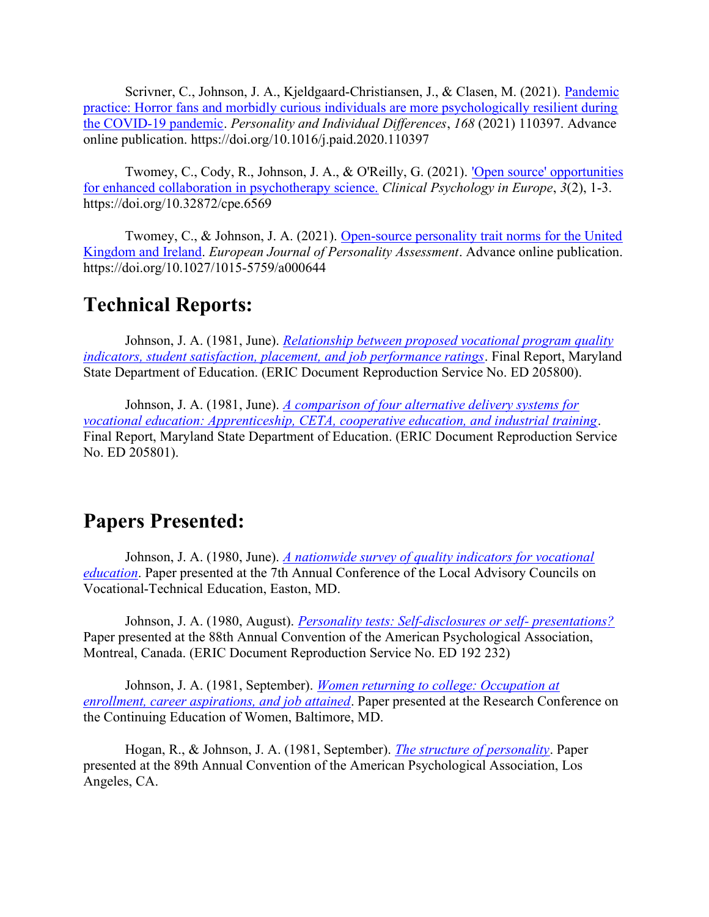Scrivner, C., Johnson, J. A., Kjeldgaard-Christiansen, J., & Clasen, M. (2021). Pandemic practice: Horror fans and morbidly curious individuals are more psychologically resilient during the COVID-19 pandemic. *Personality and Individual Differences*, *168* (2021) 110397. Advance online publication. https://doi.org/10.1016/j.paid.2020.110397

Twomey, C., Cody, R., Johnson, J. A., & O'Reilly, G. (2021). 'Open source' opportunities for enhanced collaboration in psychotherapy science. *Clinical Psychology in Europe*, *3*(2), 1-3. https://doi.org/10.32872/cpe.6569

Twomey, C., & Johnson, J. A. (2021). Open-source personality trait norms for the United Kingdom and Ireland. *European Journal of Personality Assessment*. Advance online publication. https://doi.org/10.1027/1015-5759/a000644

## Technical Reports:

Johnson, J. A. (1981, June). *Relationship between proposed vocational program quality indicators, student satisfaction, placement, and job performance ratings*. Final Report, Maryland State Department of Education. (ERIC Document Reproduction Service No. ED 205800).

Johnson, J. A. (1981, June). *A comparison of four alternative delivery systems for vocational education: Apprenticeship, CETA, cooperative education, and industrial training*. Final Report, Maryland State Department of Education. (ERIC Document Reproduction Service No. ED 205801).

## Papers Presented:

Johnson, J. A. (1980, June). *A nationwide survey of quality indicators for vocational education*. Paper presented at the 7th Annual Conference of the Local Advisory Councils on Vocational-Technical Education, Easton, MD.

Johnson, J. A. (1980, August). *Personality tests: Self-disclosures or self- presentations?* Paper presented at the 88th Annual Convention of the American Psychological Association, Montreal, Canada. (ERIC Document Reproduction Service No. ED 192 232)

Johnson, J. A. (1981, September). *Women returning to college: Occupation at enrollment, career aspirations, and job attained*. Paper presented at the Research Conference on the Continuing Education of Women, Baltimore, MD.

Hogan, R., & Johnson, J. A. (1981, September). *The structure of personality*. Paper presented at the 89th Annual Convention of the American Psychological Association, Los Angeles, CA.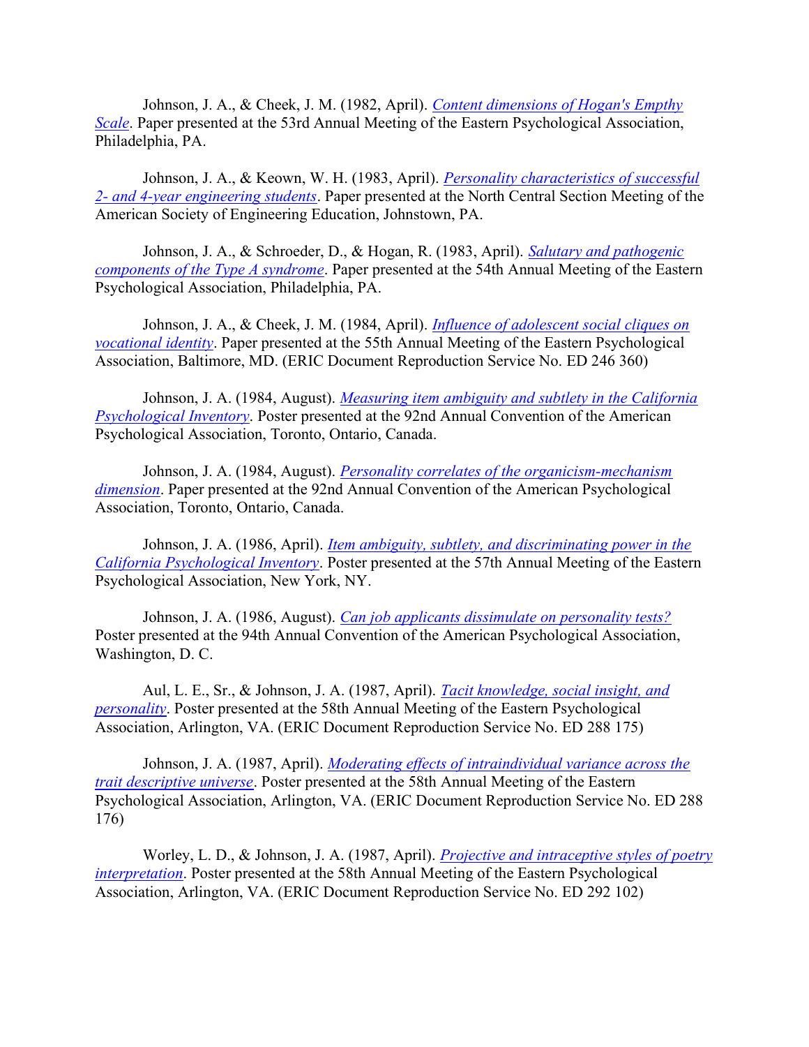Johnson, J. A., & Cheek, J. M. (1982, April). *[Content dimensions of Hogan's Empathy Scale](#)*. Paper presented at the 53rd Annual Meeting of the Eastern Psychological Association, Philadelphia, PA.

Johnson, J. A., & Keown, W. H. (1983, April). *[Personality characteristics of successful 2- and 4-year engineering students](#)*. Paper presented at the North Central Section Meeting of the American Society of Engineering Education, Johnstown, PA.

Johnson, J. A., & Schroeder, D., & Hogan, R. (1983, April). *[Salutary and pathogenic components of the Type A syndrome](#)*. Paper presented at the 54th Annual Meeting of the Eastern Psychological Association, Philadelphia, PA.

Johnson, J. A., & Cheek, J. M. (1984, April). *[Influence of adolescent social cliques on vocational identity](#)*. Paper presented at the 55th Annual Meeting of the Eastern Psychological Association, Baltimore, MD. (ERIC Document Reproduction Service No. ED 246 360)

Johnson, J. A. (1984, August). *[Measuring item ambiguity and subtlety in the California Psychological Inventory](#)*. Poster presented at the 92nd Annual Convention of the American Psychological Association, Toronto, Ontario, Canada.

Johnson, J. A. (1984, August). *[Personality correlates of the organicism-mechanism dimension](#)*. Paper presented at the 92nd Annual Convention of the American Psychological Association, Toronto, Ontario, Canada.

Johnson, J. A. (1986, April). *[Item ambiguity, subtlety, and discriminating power in the California Psychological Inventory](#)*. Poster presented at the 57th Annual Meeting of the Eastern Psychological Association, New York, NY.

Johnson, J. A. (1986, August). *[Can job applicants dissimulate on personality tests?](#)* Poster presented at the 94th Annual Convention of the American Psychological Association, Washington, D. C.

Aul, L. E., Sr., & Johnson, J. A. (1987, April). *[Tacit knowledge, social insight, and personality](#)*. Poster presented at the 58th Annual Meeting of the Eastern Psychological Association, Arlington, VA. (ERIC Document Reproduction Service No. ED 288 175)

Johnson, J. A. (1987, April). *[Moderating effects of intraindividual variance across the trait descriptive universe](#)*. Poster presented at the 58th Annual Meeting of the Eastern Psychological Association, Arlington, VA. (ERIC Document Reproduction Service No. ED 288 176)

Worley, L. D., & Johnson, J. A. (1987, April). *[Projective and intraceptive styles of poetry interpretation](#)*. Poster presented at the 58th Annual Meeting of the Eastern Psychological Association, Arlington, VA. (ERIC Document Reproduction Service No. ED 292 102)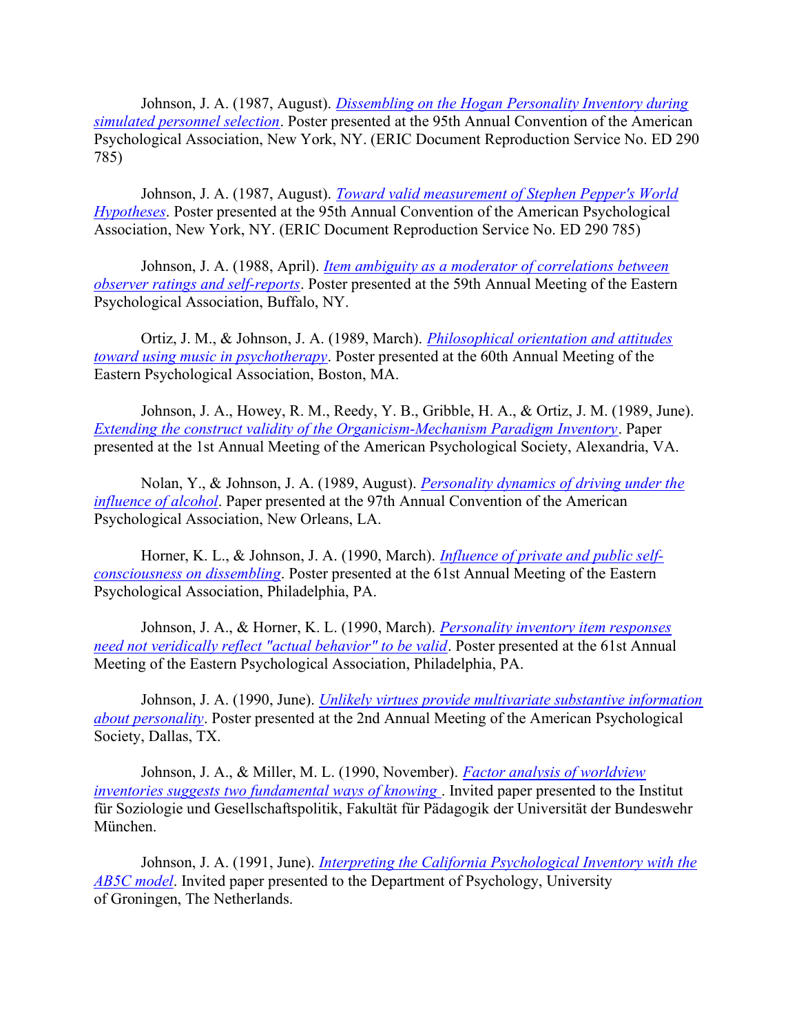Johnson, J. A. (1987, August). *Dissembling on the Hogan Personality Inventory during simulated personnel selection*. Poster presented at the 95th Annual Convention of the American Psychological Association, New York, NY. (ERIC Document Reproduction Service No. ED 290 785)

Johnson, J. A. (1987, August). *Toward valid measurement of Stephen Pepper's World Hypotheses*. Poster presented at the 95th Annual Convention of the American Psychological Association, New York, NY. (ERIC Document Reproduction Service No. ED 290 785)

Johnson, J. A. (1988, April). *Item ambiguity as a moderator of correlations between observer ratings and self-reports*. Poster presented at the 59th Annual Meeting of the Eastern Psychological Association, Buffalo, NY.

Ortiz, J. M., & Johnson, J. A. (1989, March). *Philosophical orientation and attitudes toward using music in psychotherapy*. Poster presented at the 60th Annual Meeting of the Eastern Psychological Association, Boston, MA.

Johnson, J. A., Howey, R. M., Reedy, Y. B., Gribble, H. A., & Ortiz, J. M. (1989, June). *Extending the construct validity of the Organicism-Mechanism Paradigm Inventory*. Paper presented at the 1st Annual Meeting of the American Psychological Society, Alexandria, VA.

Nolan, Y., & Johnson, J. A. (1989, August). *Personality dynamics of driving under the influence of alcohol*. Paper presented at the 97th Annual Convention of the American Psychological Association, New Orleans, LA.

Horner, K. L., & Johnson, J. A. (1990, March). *Influence of private and public self-consciousness on dissembling*. Poster presented at the 61st Annual Meeting of the Eastern Psychological Association, Philadelphia, PA.

Johnson, J. A., & Horner, K. L. (1990, March). *Personality inventory item responses need not veridically reflect "actual behavior" to be valid*. Poster presented at the 61st Annual Meeting of the Eastern Psychological Association, Philadelphia, PA.

Johnson, J. A. (1990, June). *Unlikely virtues provide multivariate substantive information about personality*. Poster presented at the 2nd Annual Meeting of the American Psychological Society, Dallas, TX.

Johnson, J. A., & Miller, M. L. (1990, November). *Factor analysis of worldview inventories suggests two fundamental ways of knowing* . Invited paper presented to the Institut für Soziologie und Gesellschaftspolitik, Fakultät für Pädagogik der Universität der Bundeswehr München.

Johnson, J. A. (1991, June). *Interpreting the California Psychological Inventory with the AB5C model*. Invited paper presented to the Department of Psychology, University of Groningen, The Netherlands.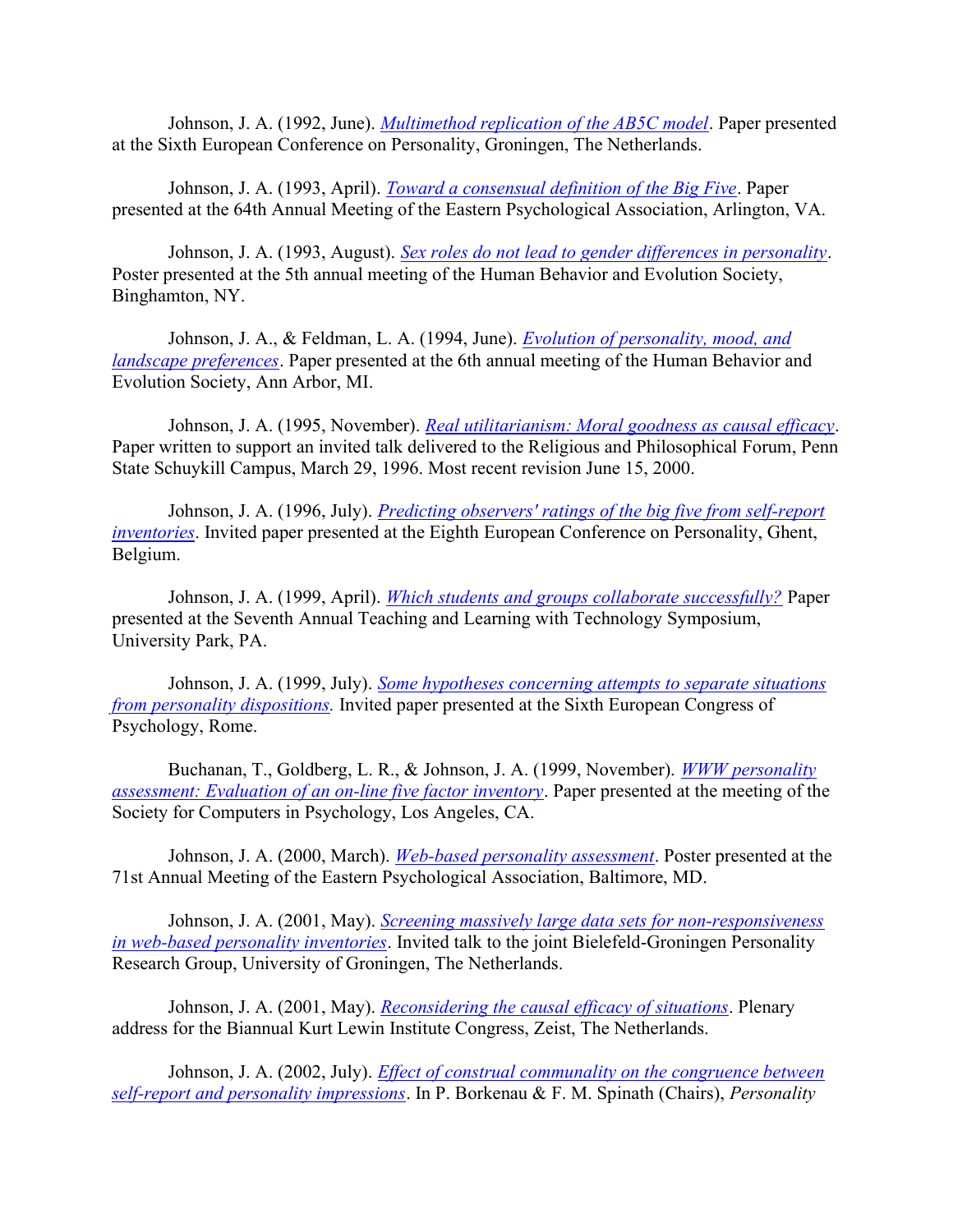Johnson, J. A. (1992, June). *Multimethod replication of the AB5C model*. Paper presented at the Sixth European Conference on Personality, Groningen, The Netherlands.

Johnson, J. A. (1993, April). *Toward a consensual definition of the Big Five*. Paper presented at the 64th Annual Meeting of the Eastern Psychological Association, Arlington, VA.

Johnson, J. A. (1993, August). *Sex roles do not lead to gender differences in personality*. Poster presented at the 5th annual meeting of the Human Behavior and Evolution Society, Binghamton, NY.

Johnson, J. A., & Feldman, L. A. (1994, June). *Evolution of personality, mood, and landscape preferences*. Paper presented at the 6th annual meeting of the Human Behavior and Evolution Society, Ann Arbor, MI.

Johnson, J. A. (1995, November). *Real utilitarianism: Moral goodness as causal efficacy*. Paper written to support an invited talk delivered to the Religious and Philosophical Forum, Penn State Schuykill Campus, March 29, 1996. Most recent revision June 15, 2000.

Johnson, J. A. (1996, July). *Predicting observers' ratings of the big five from self-report inventories*. Invited paper presented at the Eighth European Conference on Personality, Ghent, Belgium.

Johnson, J. A. (1999, April). *Which students and groups collaborate successfully?* Paper presented at the Seventh Annual Teaching and Learning with Technology Symposium, University Park, PA.

Johnson, J. A. (1999, July). *Some hypotheses concerning attempts to separate situations from personality dispositions.* Invited paper presented at the Sixth European Congress of Psychology, Rome.

Buchanan, T., Goldberg, L. R., & Johnson, J. A. (1999, November). *WWW personality assessment: Evaluation of an on-line five factor inventory*. Paper presented at the meeting of the Society for Computers in Psychology, Los Angeles, CA.

Johnson, J. A. (2000, March). *Web-based personality assessment*. Poster presented at the 71st Annual Meeting of the Eastern Psychological Association, Baltimore, MD.

Johnson, J. A. (2001, May). *Screening massively large data sets for non-responsiveness in web-based personality inventories*. Invited talk to the joint Bielefeld-Groningen Personality Research Group, University of Groningen, The Netherlands.

Johnson, J. A. (2001, May). *Reconsidering the causal efficacy of situations*. Plenary address for the Biannual Kurt Lewin Institute Congress, Zeist, The Netherlands.

Johnson, J. A. (2002, July). *Effect of construal communality on the congruence between self-report and personality impressions*. In P. Borkenau & F. M. Spinath (Chairs), *Personality*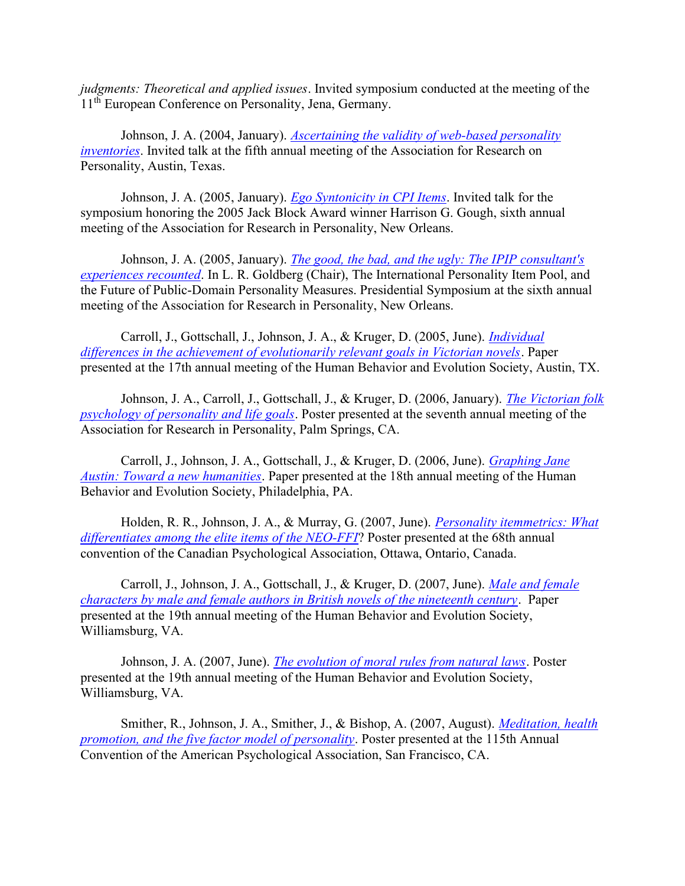*judgments: Theoretical and applied issues*. Invited symposium conducted at the meeting of the 11th European Conference on Personality, Jena, Germany.

Johnson, J. A. (2004, January). *Ascertaining the validity of web-based personality inventories*. Invited talk at the fifth annual meeting of the Association for Research on Personality, Austin, Texas.

Johnson, J. A. (2005, January). *Ego Syntonicity in CPI Items*. Invited talk for the symposium honoring the 2005 Jack Block Award winner Harrison G. Gough, sixth annual meeting of the Association for Research in Personality, New Orleans.

Johnson, J. A. (2005, January). *The good, the bad, and the ugly: The IPIP consultant's experiences recounted*. In L. R. Goldberg (Chair), The International Personality Item Pool, and the Future of Public-Domain Personality Measures. Presidential Symposium at the sixth annual meeting of the Association for Research in Personality, New Orleans.

Carroll, J., Gottschall, J., Johnson, J. A., & Kruger, D. (2005, June). *Individual differences in the achievement of evolutionarily relevant goals in Victorian novels*. Paper presented at the 17th annual meeting of the Human Behavior and Evolution Society, Austin, TX.

Johnson, J. A., Carroll, J., Gottschall, J., & Kruger, D. (2006, January). *The Victorian folk psychology of personality and life goals*. Poster presented at the seventh annual meeting of the Association for Research in Personality, Palm Springs, CA.

Carroll, J., Johnson, J. A., Gottschall, J., & Kruger, D. (2006, June). *Graphing Jane Austin: Toward a new humanities*. Paper presented at the 18th annual meeting of the Human Behavior and Evolution Society, Philadelphia, PA.

Holden, R. R., Johnson, J. A., & Murray, G. (2007, June). *Personality itemmetrics: What differentiates among the elite items of the NEO-FFI*? Poster presented at the 68th annual convention of the Canadian Psychological Association, Ottawa, Ontario, Canada.

Carroll, J., Johnson, J. A., Gottschall, J., & Kruger, D. (2007, June). *Male and female characters by male and female authors in British novels of the nineteenth century*. Paper presented at the 19th annual meeting of the Human Behavior and Evolution Society, Williamsburg, VA.

Johnson, J. A. (2007, June). *The evolution of moral rules from natural laws*. Poster presented at the 19th annual meeting of the Human Behavior and Evolution Society, Williamsburg, VA.

Smither, R., Johnson, J. A., Smither, J., & Bishop, A. (2007, August). *Meditation, health promotion, and the five factor model of personality*. Poster presented at the 115th Annual Convention of the American Psychological Association, San Francisco, CA.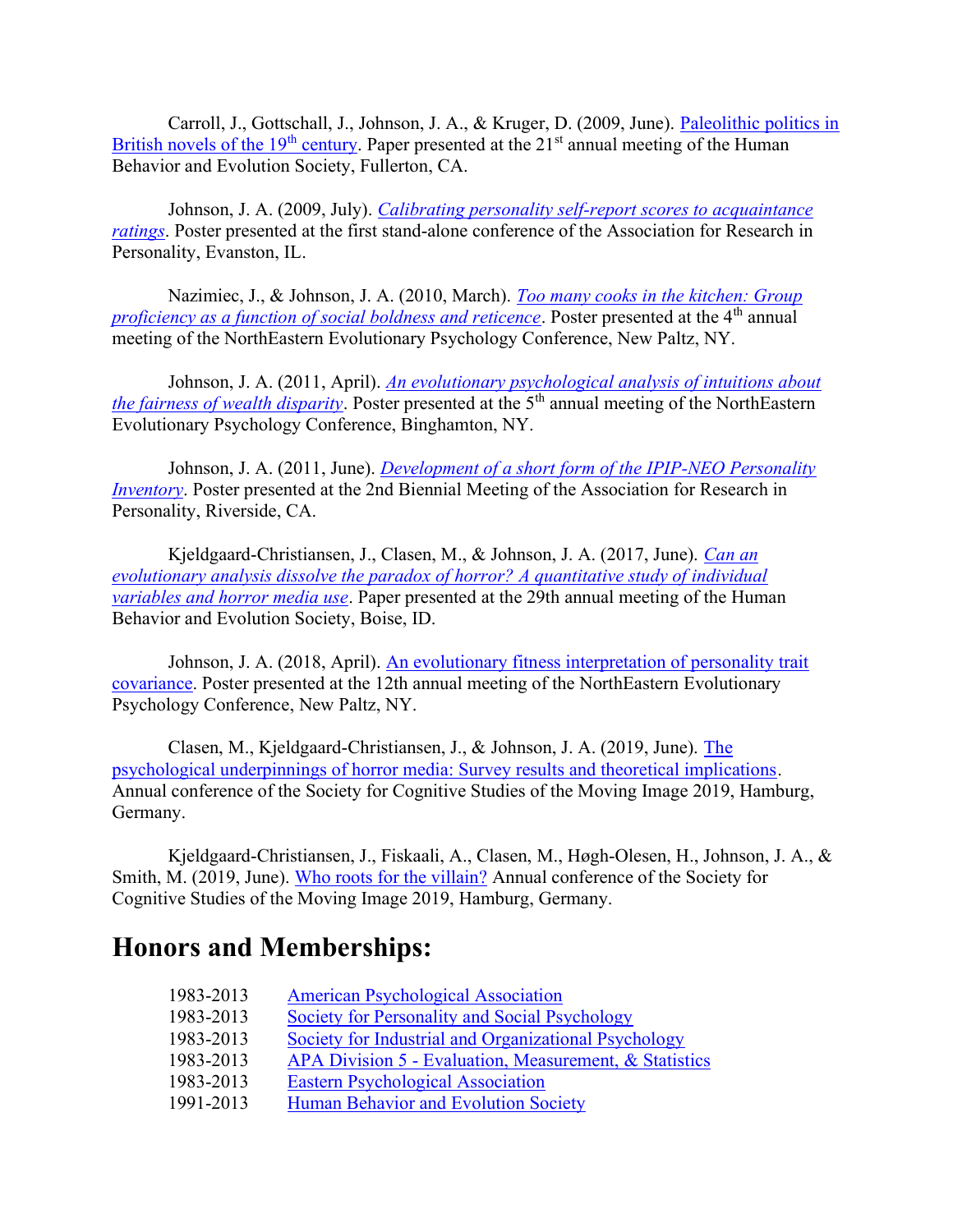Carroll, J., Gottschall, J., Johnson, J. A., & Kruger, D. (2009, June). Paleolithic politics in British novels of the 19th century. Paper presented at the 21st annual meeting of the Human Behavior and Evolution Society, Fullerton, CA.

Johnson, J. A. (2009, July). *Calibrating personality self-report scores to acquaintance ratings*. Poster presented at the first stand-alone conference of the Association for Research in Personality, Evanston, IL.

Nazimiec, J., & Johnson, J. A. (2010, March). *Too many cooks in the kitchen: Group proficiency as a function of social boldness and reticence*. Poster presented at the 4th annual meeting of the NorthEastern Evolutionary Psychology Conference, New Paltz, NY.

Johnson, J. A. (2011, April). *An evolutionary psychological analysis of intuitions about the fairness of wealth disparity*. Poster presented at the 5th annual meeting of the NorthEastern Evolutionary Psychology Conference, Binghamton, NY.

Johnson, J. A. (2011, June). *Development of a short form of the IPIP-NEO Personality Inventory*. Poster presented at the 2nd Biennial Meeting of the Association for Research in Personality, Riverside, CA.

Kjeldgaard-Christiansen, J., Clasen, M., & Johnson, J. A. (2017, June). *Can an evolutionary analysis dissolve the paradox of horror? A quantitative study of individual variables and horror media use*. Paper presented at the 29th annual meeting of the Human Behavior and Evolution Society, Boise, ID.

Johnson, J. A. (2018, April). An evolutionary fitness interpretation of personality trait covariance. Poster presented at the 12th annual meeting of the NorthEastern Evolutionary Psychology Conference, New Paltz, NY.

Clasen, M., Kjeldgaard-Christiansen, J., & Johnson, J. A. (2019, June). The psychological underpinnings of horror media: Survey results and theoretical implications. Annual conference of the Society for Cognitive Studies of the Moving Image 2019, Hamburg, Germany.

Kjeldgaard-Christiansen, J., Fiskaali, A., Clasen, M., Høgh-Olesen, H., Johnson, J. A., & Smith, M. (2019, June). Who roots for the villain? Annual conference of the Society for Cognitive Studies of the Moving Image 2019, Hamburg, Germany.

## Honors and Memberships:

| | |
|---|---|
| 1983-2013 | American Psychological Association |
| 1983-2013 | Society for Personality and Social Psychology |
| 1983-2013 | Society for Industrial and Organizational Psychology |
| 1983-2013 | APA Division 5 - Evaluation, Measurement, & Statistics |
| 1983-2013 | Eastern Psychological Association |
| 1991-2013 | Human Behavior and Evolution Society |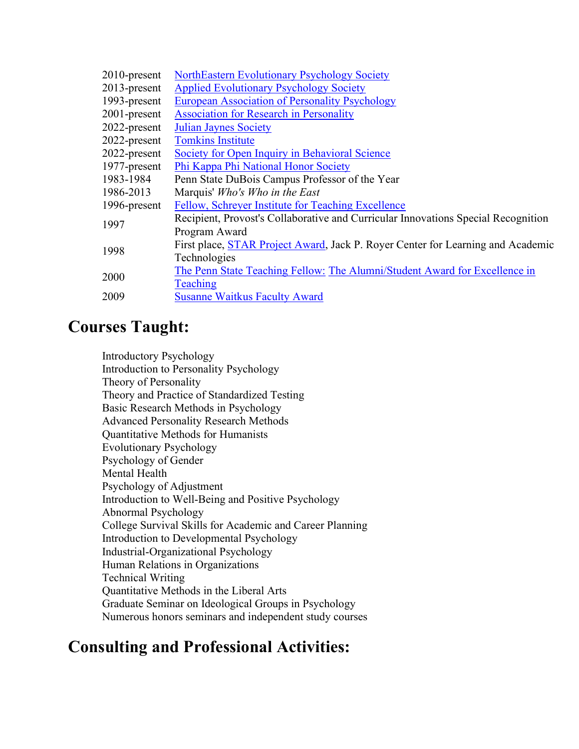| | |
|---|---|
| 2010-present | NorthEastern Evolutionary Psychology Society |
| 2013-present | Applied Evolutionary Psychology Society |
| 1993-present | European Association of Personality Psychology |
| 2001-present | Association for Research in Personality |
| 2022-present | Julian Jaynes Society |
| 2022-present | Tomkins Institute |
| 2022-present | Society for Open Inquiry in Behavioral Science |
| 1977-present | Phi Kappa Phi National Honor Society |
| 1983-1984 | Penn State DuBois Campus Professor of the Year |
| 1986-2013 | Marquis' *Who's Who in the East* |
| 1996-present | Fellow, Schreyer Institute for Teaching Excellence |
| 1997 | Recipient, Provost's Collaborative and Curricular Innovations Special Recognition Program Award |
| 1998 | First place, STAR Project Award, Jack P. Royer Center for Learning and Academic Technologies |
| 2000 | The Penn State Teaching Fellow: The Alumni/Student Award for Excellence in Teaching |
| 2009 | Susanne Waitkus Faculty Award |

## Courses Taught:

Introductory Psychology
Introduction to Personality Psychology
Theory of Personality
Theory and Practice of Standardized Testing
Basic Research Methods in Psychology
Advanced Personality Research Methods
Quantitative Methods for Humanists
Evolutionary Psychology
Psychology of Gender
Mental Health
Psychology of Adjustment
Introduction to Well-Being and Positive Psychology
Abnormal Psychology
College Survival Skills for Academic and Career Planning
Introduction to Developmental Psychology
Industrial-Organizational Psychology
Human Relations in Organizations
Technical Writing
Quantitative Methods in the Liberal Arts
Graduate Seminar on Ideological Groups in Psychology
Numerous honors seminars and independent study courses

## Consulting and Professional Activities: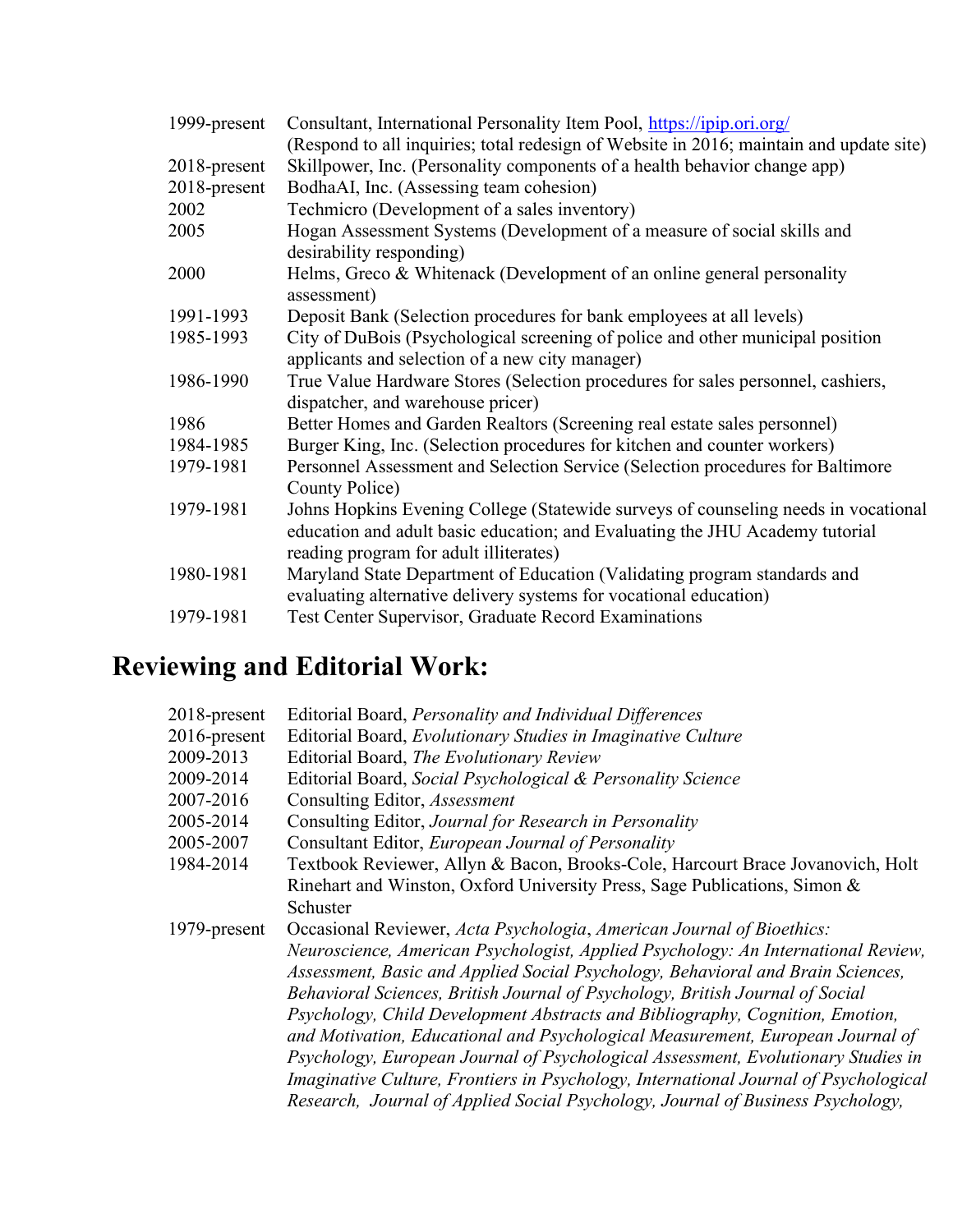| | |
|---|---|
| 1999-present | Consultant, International Personality Item Pool, https://ipip.ori.org/ (Respond to all inquiries; total redesign of Website in 2016; maintain and update site) |
| 2018-present | Skillpower, Inc. (Personality components of a health behavior change app) |
| 2018-present | BodhaAI, Inc. (Assessing team cohesion) |
| 2002 | Techmicro (Development of a sales inventory) |
| 2005 | Hogan Assessment Systems (Development of a measure of social skills and desirability responding) |
| 2000 | Helms, Greco & Whitenack (Development of an online general personality assessment) |
| 1991-1993 | Deposit Bank (Selection procedures for bank employees at all levels) |
| 1985-1993 | City of DuBois (Psychological screening of police and other municipal position applicants and selection of a new city manager) |
| 1986-1990 | True Value Hardware Stores (Selection procedures for sales personnel, cashiers, dispatcher, and warehouse pricer) |
| 1986 | Better Homes and Garden Realtors (Screening real estate sales personnel) |
| 1984-1985 | Burger King, Inc. (Selection procedures for kitchen and counter workers) |
| 1979-1981 | Personnel Assessment and Selection Service (Selection procedures for Baltimore County Police) |
| 1979-1981 | Johns Hopkins Evening College (Statewide surveys of counseling needs in vocational education and adult basic education; and Evaluating the JHU Academy tutorial reading program for adult illiterates) |
| 1980-1981 | Maryland State Department of Education (Validating program standards and evaluating alternative delivery systems for vocational education) |
| 1979-1981 | Test Center Supervisor, Graduate Record Examinations |

# Reviewing and Editorial Work:

| | |
|---|---|
| 2018-present | Editorial Board, *Personality and Individual Differences* |
| 2016-present | Editorial Board, *Evolutionary Studies in Imaginative Culture* |
| 2009-2013 | Editorial Board, *The Evolutionary Review* |
| 2009-2014 | Editorial Board, *Social Psychological & Personality Science* |
| 2007-2016 | Consulting Editor, *Assessment* |
| 2005-2014 | Consulting Editor, *Journal for Research in Personality* |
| 2005-2007 | Consultant Editor, *European Journal of Personality* |
| 1984-2014 | Textbook Reviewer, Allyn & Bacon, Brooks-Cole, Harcourt Brace Jovanovich, Holt Rinehart and Winston, Oxford University Press, Sage Publications, Simon & Schuster |
| 1979-present | Occasional Reviewer, *Acta Psychologia*, *American Journal of Bioethics: Neuroscience, American Psychologist, Applied Psychology: An International Review, Assessment, Basic and Applied Social Psychology, Behavioral and Brain Sciences, Behavioral Sciences, British Journal of Psychology, British Journal of Social Psychology, Child Development Abstracts and Bibliography, Cognition, Emotion, and Motivation, Educational and Psychological Measurement, European Journal of Psychology, European Journal of Psychological Assessment, Evolutionary Studies in Imaginative Culture, Frontiers in Psychology, International Journal of Psychological Research, Journal of Applied Social Psychology, Journal of Business Psychology,* |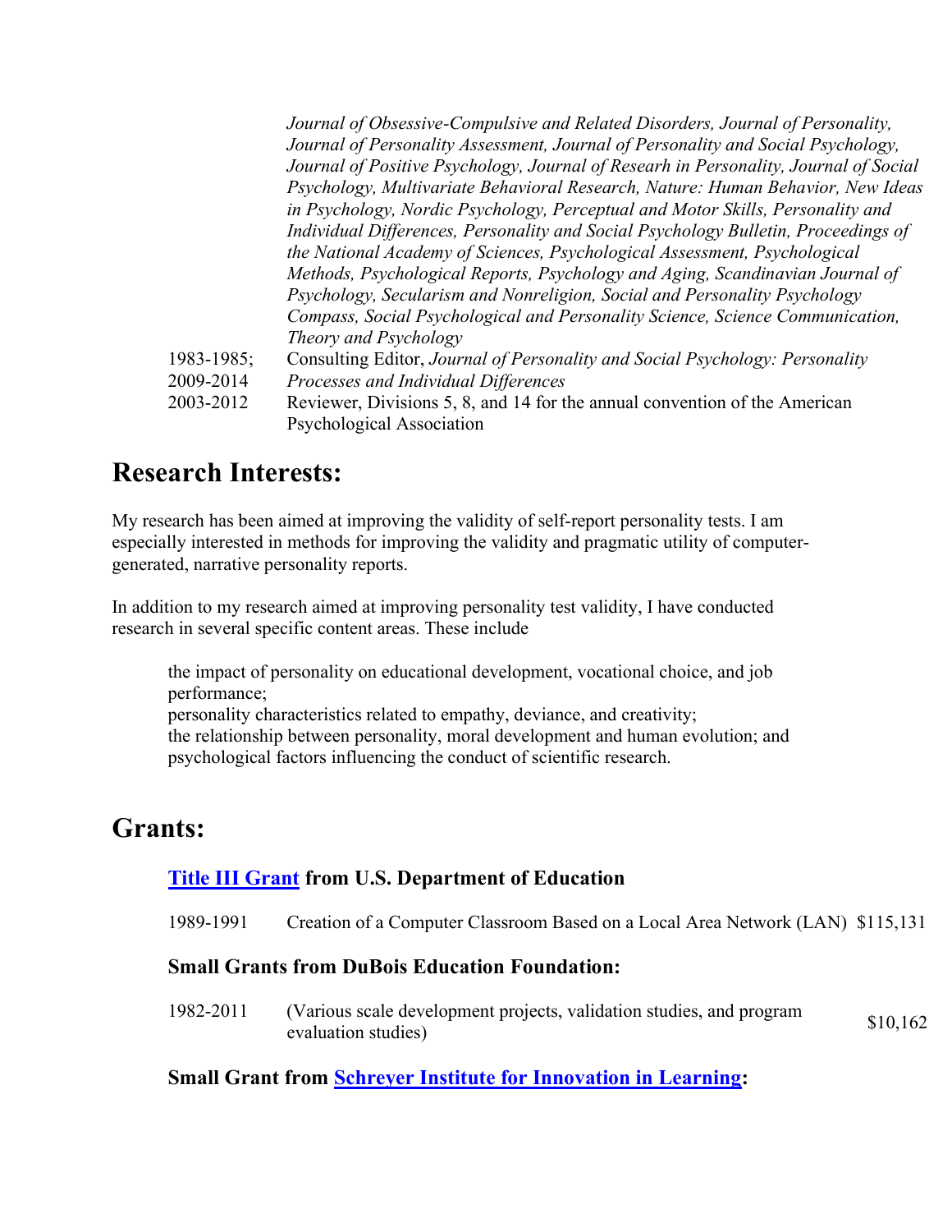| | |
|---|---|
| | *Journal of Obsessive-Compulsive and Related Disorders, Journal of Personality, Journal of Personality Assessment, Journal of Personality and Social Psychology, Journal of Positive Psychology, Journal of Research in Personality, Journal of Social Psychology, Multivariate Behavioral Research, Nature: Human Behavior, New Ideas in Psychology, Nordic Psychology, Perceptual and Motor Skills, Personality and Individual Differences, Personality and Social Psychology Bulletin, Proceedings of the National Academy of Sciences, Psychological Assessment, Psychological Methods, Psychological Reports, Psychology and Aging, Scandinavian Journal of Psychology, Secularism and Nonreligion, Social and Personality Psychology Compass, Social Psychological and Personality Science, Science Communication, Theory and Psychology* |
| 1983-1985; 2009-2014 | Consulting Editor, *Journal of Personality and Social Psychology: Personality Processes and Individual Differences* |
| 2003-2012 | Reviewer, Divisions 5, 8, and 14 for the annual convention of the American Psychological Association |

## Research Interests:

My research has been aimed at improving the validity of self-report personality tests. I am especially interested in methods for improving the validity and pragmatic utility of computer-generated, narrative personality reports.

In addition to my research aimed at improving personality test validity, I have conducted research in several specific content areas. These include

- the impact of personality on educational development, vocational choice, and job performance;
- personality characteristics related to empathy, deviance, and creativity;
- the relationship between personality, moral development and human evolution; and
- psychological factors influencing the conduct of scientific research.

## Grants:

### Title III Grant from U.S. Department of Education

| | | |
|---|---|---|
| 1989-1991 | Creation of a Computer Classroom Based on a Local Area Network (LAN) | $115,131 |

### Small Grants from DuBois Education Foundation:

| | | |
|---|---|---|
| 1982-2011 | (Various scale development projects, validation studies, and program evaluation studies) | $10,162 |

### Small Grant from Schreyer Institute for Innovation in Learning: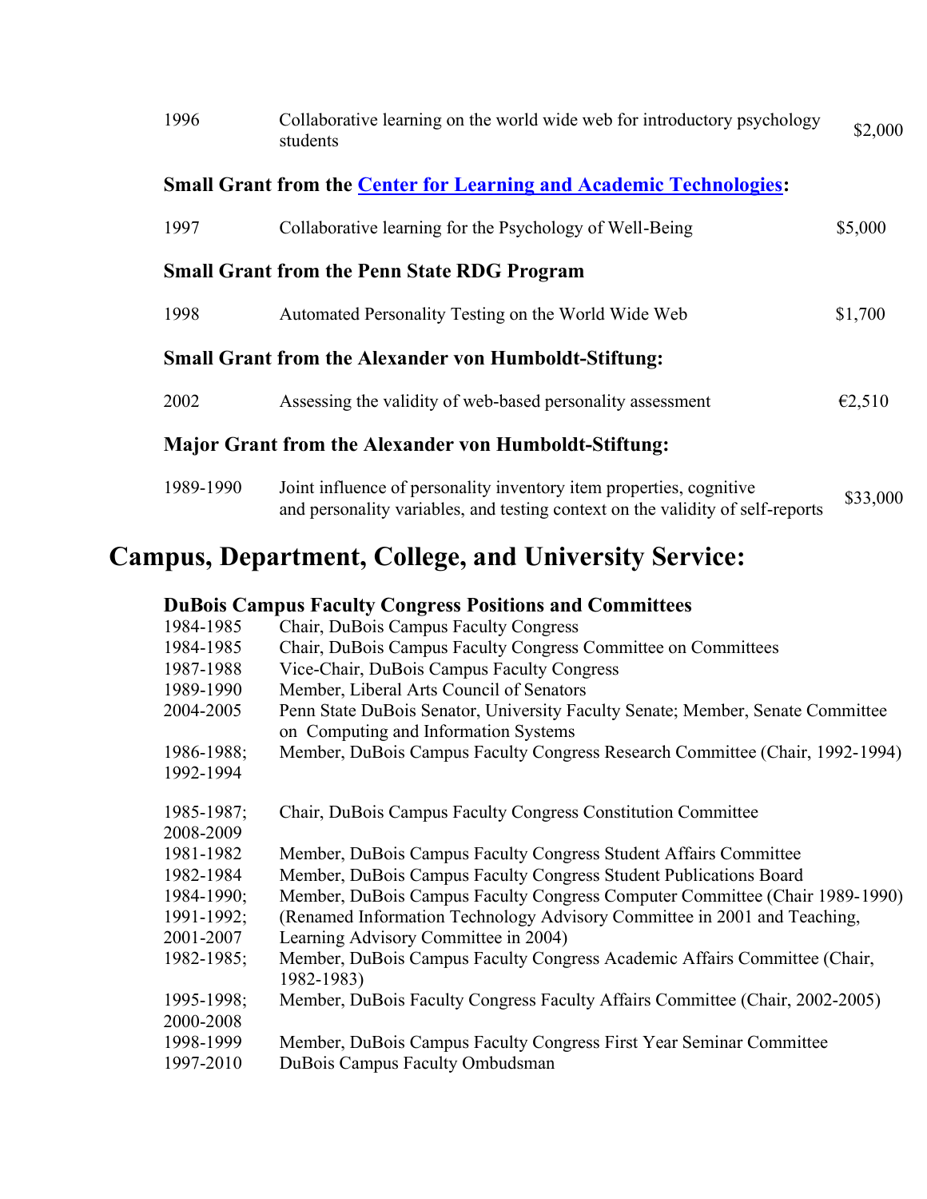| | | |
|---|---|---|
| 1996 | Collaborative learning on the world wide web for introductory psychology students | $2,000 |

**Small Grant from the Center for Learning and Academic Technologies:**

| | | |
|---|---|---|
| 1997 | Collaborative learning for the Psychology of Well-Being | $5,000 |

**Small Grant from the Penn State RDG Program**

| | | |
|---|---|---|
| 1998 | Automated Personality Testing on the World Wide Web | $1,700 |

**Small Grant from the Alexander von Humboldt-Stiftung:**

| | | |
|---|---|---|
| 2002 | Assessing the validity of web-based personality assessment | €2,510 |

**Major Grant from the Alexander von Humboldt-Stiftung:**

| | | |
|---|---|---|
| 1989-1990 | Joint influence of personality inventory item properties, cognitive and personality variables, and testing context on the validity of self-reports | $33,000 |

## Campus, Department, College, and University Service:

**DuBois Campus Faculty Congress Positions and Committees**

| | |
|---|---|
| 1984-1985 | Chair, DuBois Campus Faculty Congress |
| 1984-1985 | Chair, DuBois Campus Faculty Congress Committee on Committees |
| 1987-1988 | Vice-Chair, DuBois Campus Faculty Congress |
| 1989-1990 | Member, Liberal Arts Council of Senators |
| 2004-2005 | Penn State DuBois Senator, University Faculty Senate; Member, Senate Committee on Computing and Information Systems |
| 1986-1988; 1992-1994 | Member, DuBois Campus Faculty Congress Research Committee (Chair, 1992-1994) |
| 1985-1987; 2008-2009 | Chair, DuBois Campus Faculty Congress Constitution Committee |
| 1981-1982 | Member, DuBois Campus Faculty Congress Student Affairs Committee |
| 1982-1984 | Member, DuBois Campus Faculty Congress Student Publications Board |
| 1984-1990; 1991-1992; 2001-2007 | Member, DuBois Campus Faculty Congress Computer Committee (Chair 1989-1990) (Renamed Information Technology Advisory Committee in 2001 and Teaching, Learning Advisory Committee in 2004) |
| 1982-1985; | Member, DuBois Campus Faculty Congress Academic Affairs Committee (Chair, 1982-1983) |
| 1995-1998; 2000-2008 | Member, DuBois Faculty Congress Faculty Affairs Committee (Chair, 2002-2005) |
| 1998-1999 | Member, DuBois Campus Faculty Congress First Year Seminar Committee |
| 1997-2010 | DuBois Campus Faculty Ombudsman |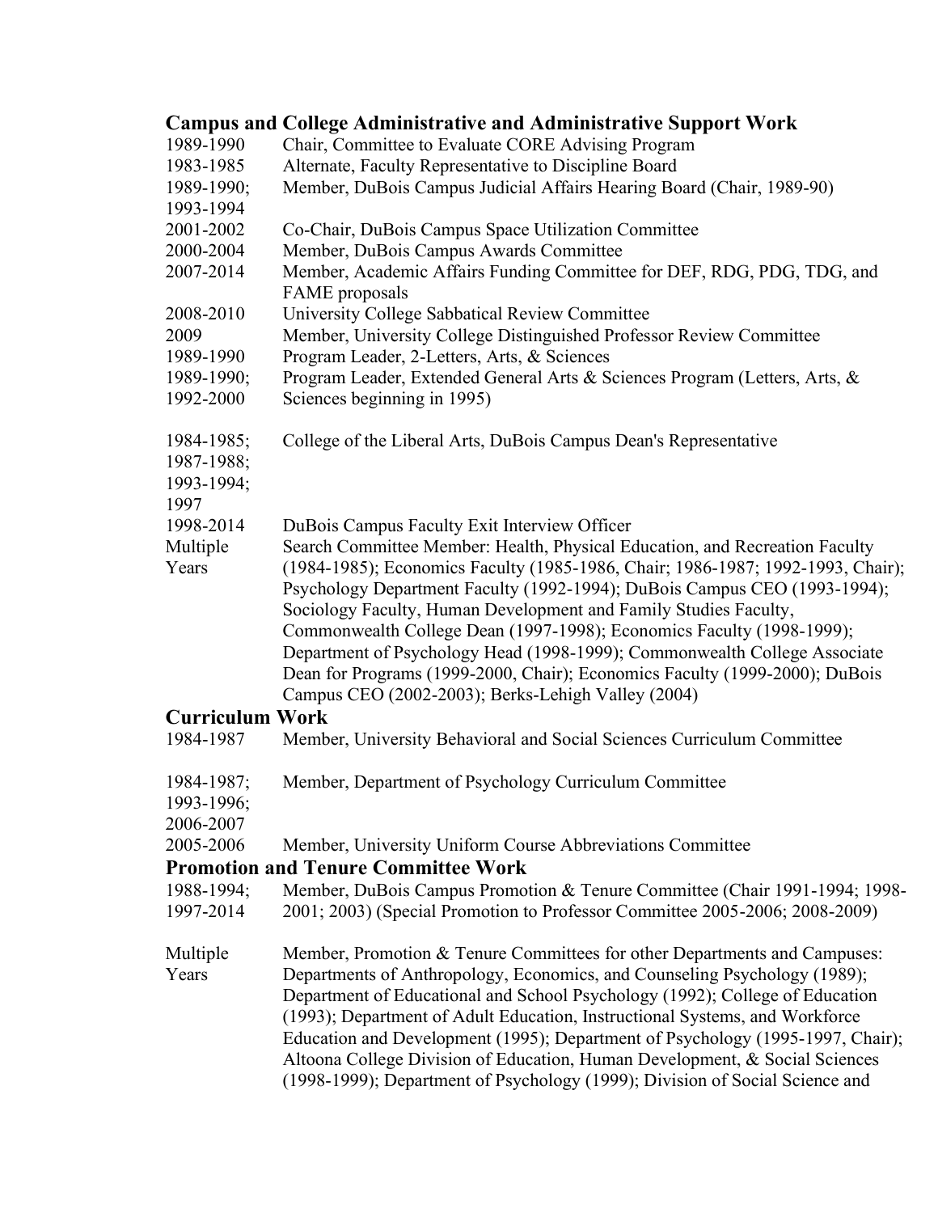## Campus and College Administrative and Administrative Support Work

| | |
|---|---|
| 1989-1990 | Chair, Committee to Evaluate CORE Advising Program |
| 1983-1985 | Alternate, Faculty Representative to Discipline Board |
| 1989-1990; 1993-1994 | Member, DuBois Campus Judicial Affairs Hearing Board (Chair, 1989-90) |
| 2001-2002 | Co-Chair, DuBois Campus Space Utilization Committee |
| 2000-2004 | Member, DuBois Campus Awards Committee |
| 2007-2014 | Member, Academic Affairs Funding Committee for DEF, RDG, PDG, TDG, and FAME proposals |
| 2008-2010 | University College Sabbatical Review Committee |
| 2009 | Member, University College Distinguished Professor Review Committee |
| 1989-1990 | Program Leader, 2-Letters, Arts, & Sciences |
| 1989-1990; 1992-2000 | Program Leader, Extended General Arts & Sciences Program (Letters, Arts, & Sciences beginning in 1995) |
| 1984-1985; 1987-1988; 1993-1994; 1997 | College of the Liberal Arts, DuBois Campus Dean's Representative |
| 1998-2014 | DuBois Campus Faculty Exit Interview Officer |
| Multiple Years | Search Committee Member: Health, Physical Education, and Recreation Faculty (1984-1985); Economics Faculty (1985-1986, Chair; 1986-1987; 1992-1993, Chair); Psychology Department Faculty (1992-1994); DuBois Campus CEO (1993-1994); Sociology Faculty, Human Development and Family Studies Faculty, Commonwealth College Dean (1997-1998); Economics Faculty (1998-1999); Department of Psychology Head (1998-1999); Commonwealth College Associate Dean for Programs (1999-2000, Chair); Economics Faculty (1999-2000); DuBois Campus CEO (2002-2003); Berks-Lehigh Valley (2004) |

## Curriculum Work

| | |
|---|---|
| 1984-1987 | Member, University Behavioral and Social Sciences Curriculum Committee |
| 1984-1987; 1993-1996; 2006-2007 | Member, Department of Psychology Curriculum Committee |
| 2005-2006 | Member, University Uniform Course Abbreviations Committee |

## Promotion and Tenure Committee Work

| | |
|---|---|
| 1988-1994; 1997-2014 | Member, DuBois Campus Promotion & Tenure Committee (Chair 1991-1994; 1998-2001; 2003) (Special Promotion to Professor Committee 2005-2006; 2008-2009) |
| Multiple Years | Member, Promotion & Tenure Committees for other Departments and Campuses: Departments of Anthropology, Economics, and Counseling Psychology (1989); Department of Educational and School Psychology (1992); College of Education (1993); Department of Adult Education, Instructional Systems, and Workforce Education and Development (1995); Department of Psychology (1995-1997, Chair); Altoona College Division of Education, Human Development, & Social Sciences (1998-1999); Department of Psychology (1999); Division of Social Science and |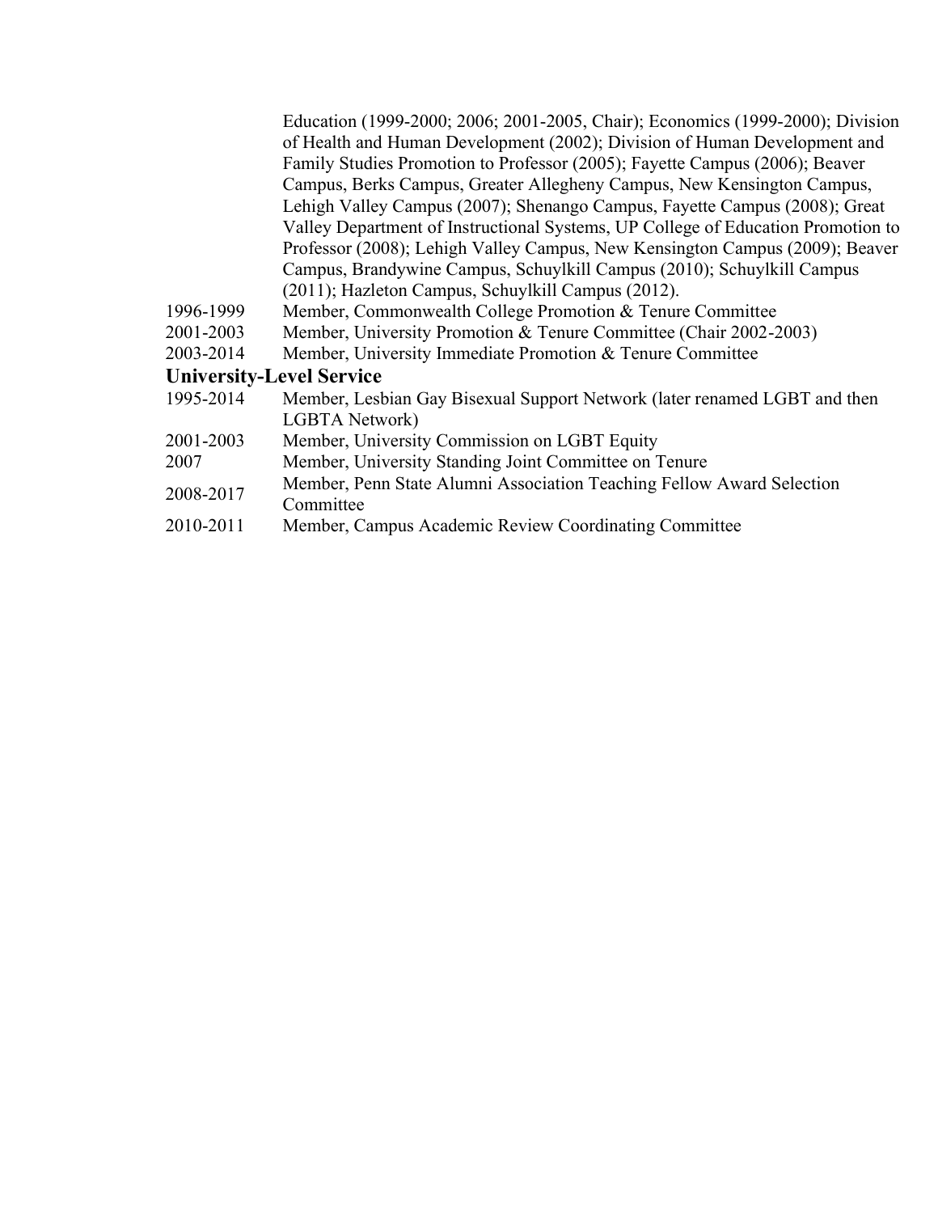Education (1999-2000; 2006; 2001-2005, Chair); Economics (1999-2000); Division of Health and Human Development (2002); Division of Human Development and Family Studies Promotion to Professor (2005); Fayette Campus (2006); Beaver Campus, Berks Campus, Greater Allegheny Campus, New Kensington Campus, Lehigh Valley Campus (2007); Shenango Campus, Fayette Campus (2008); Great Valley Department of Instructional Systems, UP College of Education Promotion to Professor (2008); Lehigh Valley Campus, New Kensington Campus (2009); Beaver Campus, Brandywine Campus, Schuylkill Campus (2010); Schuylkill Campus (2011); Hazleton Campus, Schuylkill Campus (2012).

| | |
|---|---|
| 1996-1999 | Member, Commonwealth College Promotion & Tenure Committee |
| 2001-2003 | Member, University Promotion & Tenure Committee (Chair 2002-2003) |
| 2003-2014 | Member, University Immediate Promotion & Tenure Committee |

**University-Level Service**

| | |
|---|---|
| 1995-2014 | Member, Lesbian Gay Bisexual Support Network (later renamed LGBT and then LGBTA Network) |
| 2001-2003 | Member, University Commission on LGBT Equity |
| 2007 | Member, University Standing Joint Committee on Tenure |
| 2008-2017 | Member, Penn State Alumni Association Teaching Fellow Award Selection Committee |
| 2010-2011 | Member, Campus Academic Review Coordinating Committee |